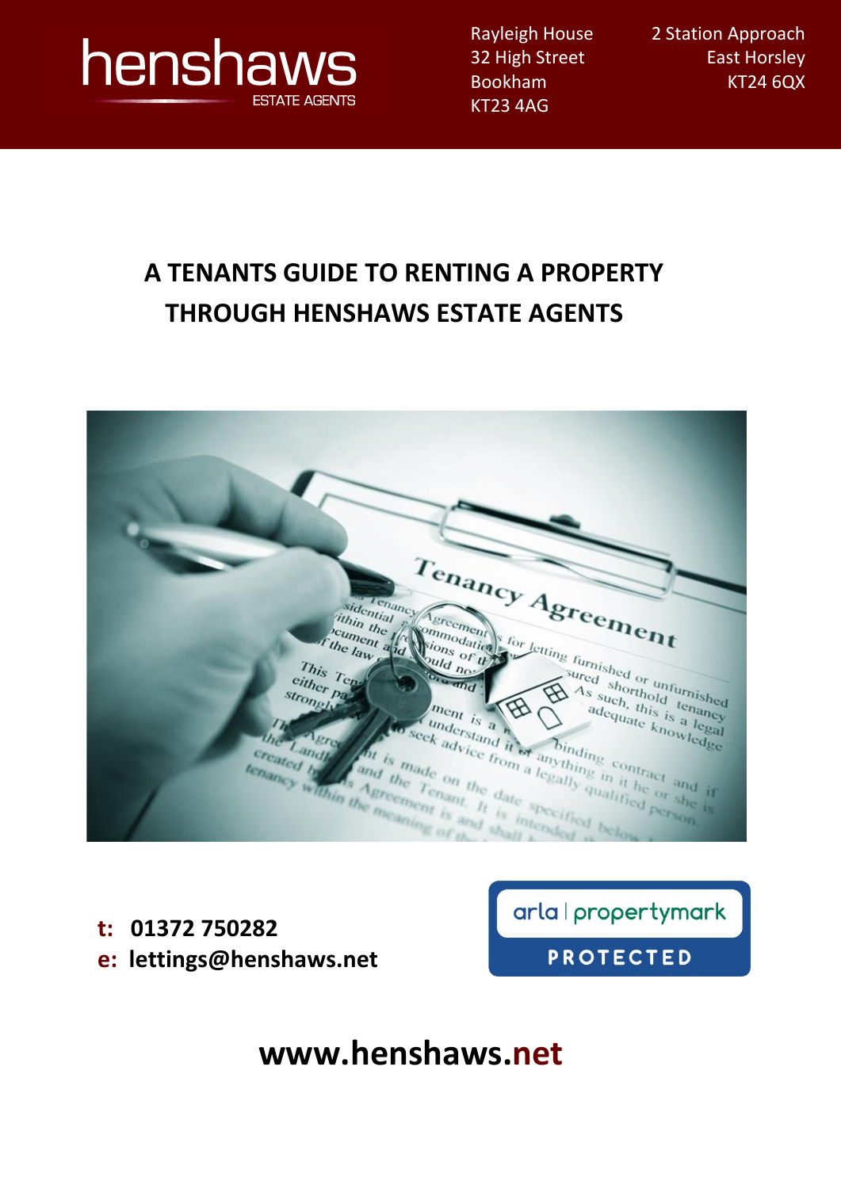henshaws ESTATE AGENTS

Rayleigh House
32 High Street
Bookham
KT23 4AG

2 Station Approach
East Horsley
KT24 6QX

# A TENANTS GUIDE TO RENTING A PROPERTY THROUGH HENSHAWS ESTATE AGENTS

**t: 01372 750282**
**e: lettings@henshaws.net**

arla | propertymark PROTECTED

**www.henshaws.net**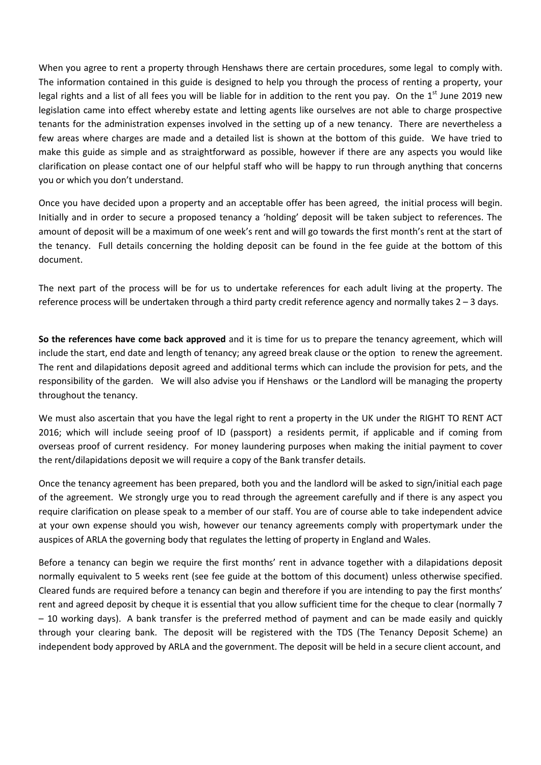When you agree to rent a property through Henshaws there are certain procedures, some legal to comply with. The information contained in this guide is designed to help you through the process of renting a property, your legal rights and a list of all fees you will be liable for in addition to the rent you pay. On the 1st June 2019 new legislation came into effect whereby estate and letting agents like ourselves are not able to charge prospective tenants for the administration expenses involved in the setting up of a new tenancy. There are nevertheless a few areas where charges are made and a detailed list is shown at the bottom of this guide. We have tried to make this guide as simple and as straightforward as possible, however if there are any aspects you would like clarification on please contact one of our helpful staff who will be happy to run through anything that concerns you or which you don't understand.

Once you have decided upon a property and an acceptable offer has been agreed, the initial process will begin. Initially and in order to secure a proposed tenancy a 'holding' deposit will be taken subject to references. The amount of deposit will be a maximum of one week's rent and will go towards the first month's rent at the start of the tenancy. Full details concerning the holding deposit can be found in the fee guide at the bottom of this document.

The next part of the process will be for us to undertake references for each adult living at the property. The reference process will be undertaken through a third party credit reference agency and normally takes 2 – 3 days.

**So the references have come back approved** and it is time for us to prepare the tenancy agreement, which will include the start, end date and length of tenancy; any agreed break clause or the option to renew the agreement. The rent and dilapidations deposit agreed and additional terms which can include the provision for pets, and the responsibility of the garden. We will also advise you if Henshaws or the Landlord will be managing the property throughout the tenancy.

We must also ascertain that you have the legal right to rent a property in the UK under the RIGHT TO RENT ACT 2016; which will include seeing proof of ID (passport) a residents permit, if applicable and if coming from overseas proof of current residency. For money laundering purposes when making the initial payment to cover the rent/dilapidations deposit we will require a copy of the Bank transfer details.

Once the tenancy agreement has been prepared, both you and the landlord will be asked to sign/initial each page of the agreement. We strongly urge you to read through the agreement carefully and if there is any aspect you require clarification on please speak to a member of our staff. You are of course able to take independent advice at your own expense should you wish, however our tenancy agreements comply with propertymark under the auspices of ARLA the governing body that regulates the letting of property in England and Wales.

Before a tenancy can begin we require the first months' rent in advance together with a dilapidations deposit normally equivalent to 5 weeks rent (see fee guide at the bottom of this document) unless otherwise specified. Cleared funds are required before a tenancy can begin and therefore if you are intending to pay the first months' rent and agreed deposit by cheque it is essential that you allow sufficient time for the cheque to clear (normally 7 – 10 working days). A bank transfer is the preferred method of payment and can be made easily and quickly through your clearing bank. The deposit will be registered with the TDS (The Tenancy Deposit Scheme) an independent body approved by ARLA and the government. The deposit will be held in a secure client account, and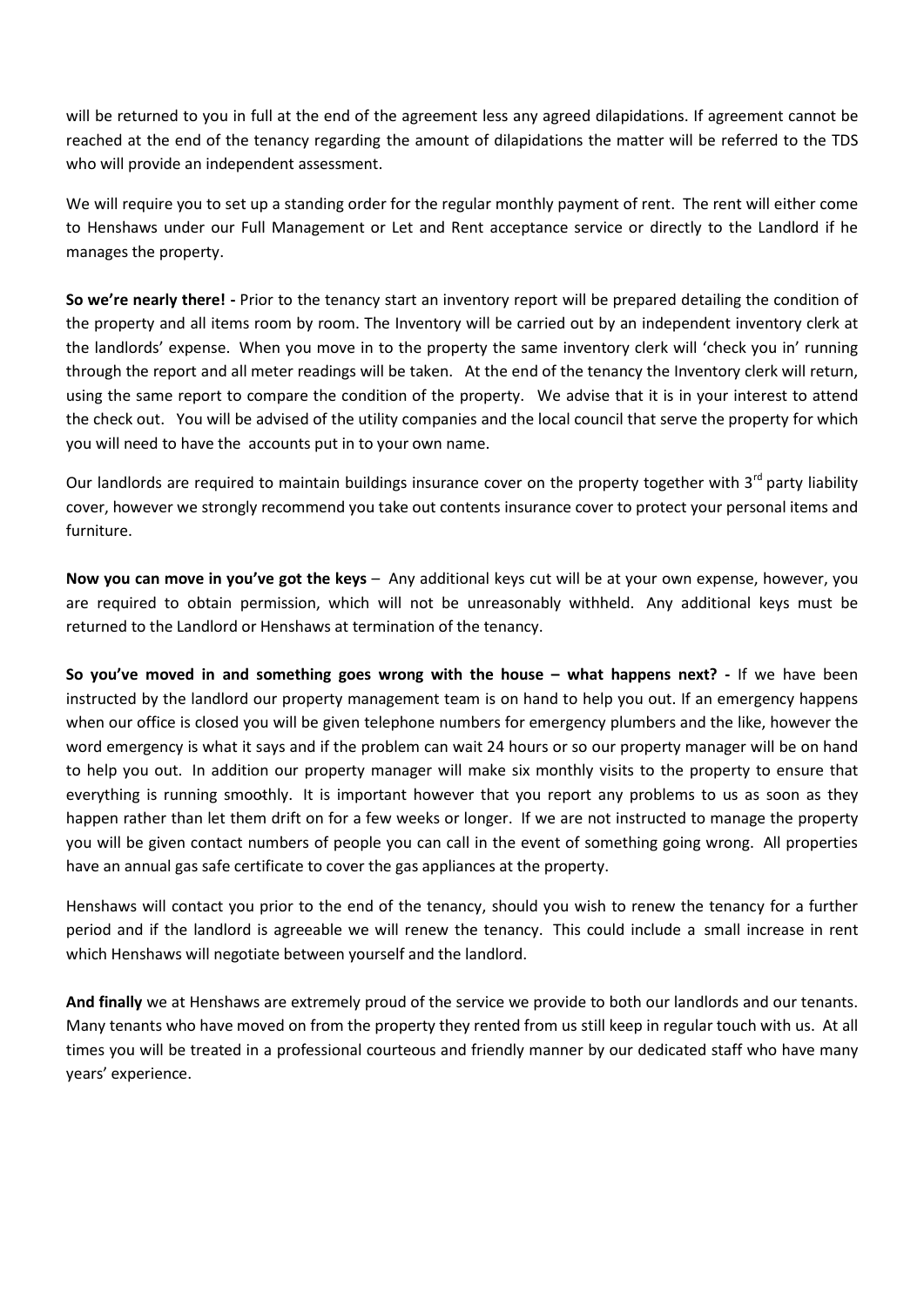will be returned to you in full at the end of the agreement less any agreed dilapidations. If agreement cannot be reached at the end of the tenancy regarding the amount of dilapidations the matter will be referred to the TDS who will provide an independent assessment.

We will require you to set up a standing order for the regular monthly payment of rent. The rent will either come to Henshaws under our Full Management or Let and Rent acceptance service or directly to the Landlord if he manages the property.

**So we're nearly there! -** Prior to the tenancy start an inventory report will be prepared detailing the condition of the property and all items room by room. The Inventory will be carried out by an independent inventory clerk at the landlords' expense. When you move in to the property the same inventory clerk will 'check you in' running through the report and all meter readings will be taken. At the end of the tenancy the Inventory clerk will return, using the same report to compare the condition of the property. We advise that it is in your interest to attend the check out. You will be advised of the utility companies and the local council that serve the property for which you will need to have the accounts put in to your own name.

Our landlords are required to maintain buildings insurance cover on the property together with 3rd party liability cover, however we strongly recommend you take out contents insurance cover to protect your personal items and furniture.

**Now you can move in you've got the keys** – Any additional keys cut will be at your own expense, however, you are required to obtain permission, which will not be unreasonably withheld. Any additional keys must be returned to the Landlord or Henshaws at termination of the tenancy.

**So you've moved in and something goes wrong with the house – what happens next? -** If we have been instructed by the landlord our property management team is on hand to help you out. If an emergency happens when our office is closed you will be given telephone numbers for emergency plumbers and the like, however the word emergency is what it says and if the problem can wait 24 hours or so our property manager will be on hand to help you out. In addition our property manager will make six monthly visits to the property to ensure that everything is running smoothly. It is important however that you report any problems to us as soon as they happen rather than let them drift on for a few weeks or longer. If we are not instructed to manage the property you will be given contact numbers of people you can call in the event of something going wrong. All properties have an annual gas safe certificate to cover the gas appliances at the property.

Henshaws will contact you prior to the end of the tenancy, should you wish to renew the tenancy for a further period and if the landlord is agreeable we will renew the tenancy. This could include a small increase in rent which Henshaws will negotiate between yourself and the landlord.

**And finally** we at Henshaws are extremely proud of the service we provide to both our landlords and our tenants. Many tenants who have moved on from the property they rented from us still keep in regular touch with us. At all times you will be treated in a professional courteous and friendly manner by our dedicated staff who have many years' experience.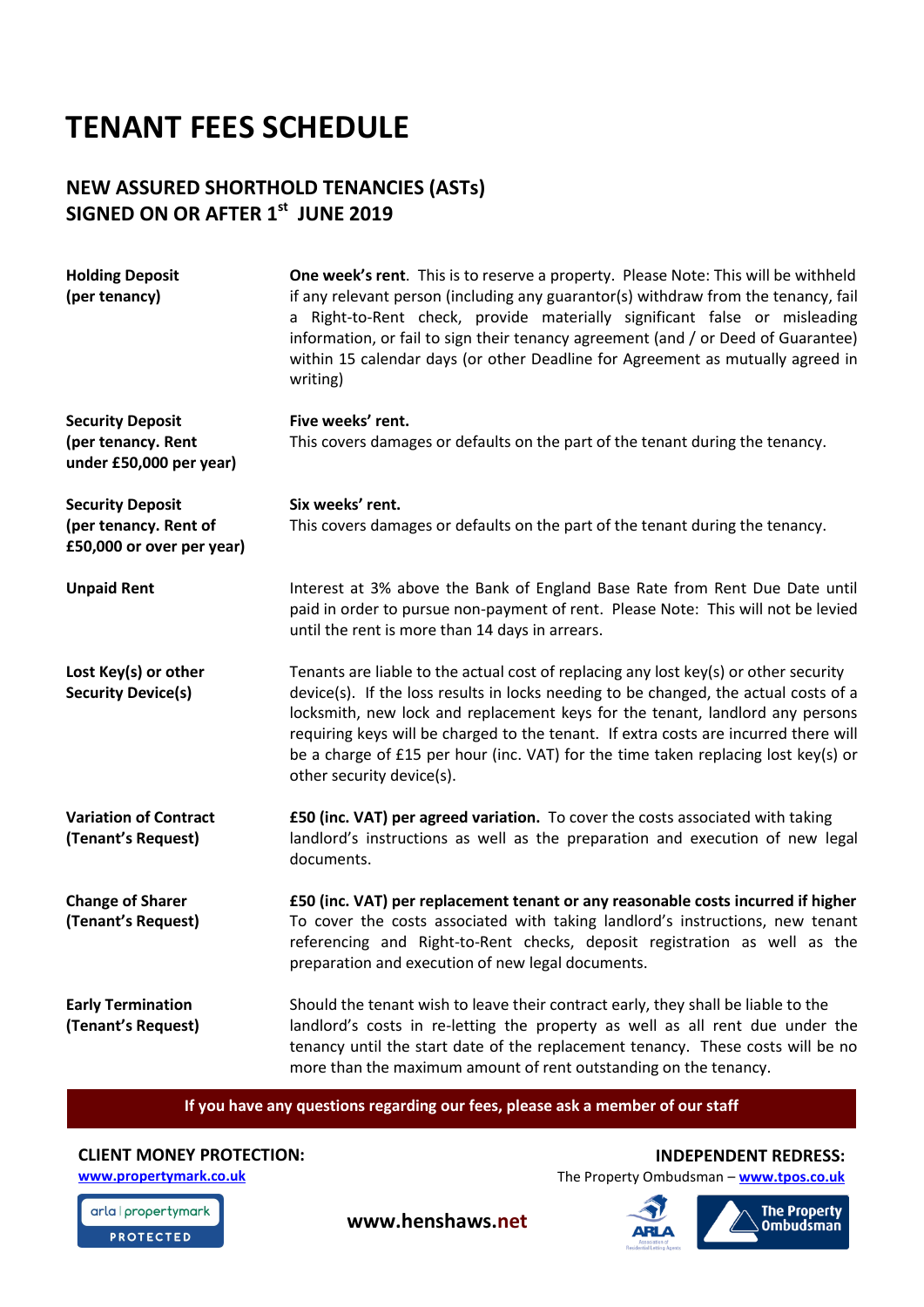# TENANT FEES SCHEDULE

## NEW ASSURED SHORTHOLD TENANCIES (ASTs) SIGNED ON OR AFTER 1st JUNE 2019

| | |
|---|---|
| **Holding Deposit (per tenancy)** | **One week's rent**. This is to reserve a property. Please Note: This will be withheld if any relevant person (including any guarantor(s) withdraw from the tenancy, fail a Right-to-Rent check, provide materially significant false or misleading information, or fail to sign their tenancy agreement (and / or Deed of Guarantee) within 15 calendar days (or other Deadline for Agreement as mutually agreed in writing) |
| **Security Deposit (per tenancy. Rent under £50,000 per year)** | **Five weeks' rent.** This covers damages or defaults on the part of the tenant during the tenancy. |
| **Security Deposit (per tenancy. Rent of £50,000 or over per year)** | **Six weeks' rent.** This covers damages or defaults on the part of the tenant during the tenancy. |
| **Unpaid Rent** | Interest at 3% above the Bank of England Base Rate from Rent Due Date until paid in order to pursue non-payment of rent. Please Note: This will not be levied until the rent is more than 14 days in arrears. |
| **Lost Key(s) or other Security Device(s)** | Tenants are liable to the actual cost of replacing any lost key(s) or other security device(s). If the loss results in locks needing to be changed, the actual costs of a locksmith, new lock and replacement keys for the tenant, landlord any persons requiring keys will be charged to the tenant. If extra costs are incurred there will be a charge of £15 per hour (inc. VAT) for the time taken replacing lost key(s) or other security device(s). |
| **Variation of Contract (Tenant's Request)** | **£50 (inc. VAT) per agreed variation.** To cover the costs associated with taking landlord's instructions as well as the preparation and execution of new legal documents. |
| **Change of Sharer (Tenant's Request)** | **£50 (inc. VAT) per replacement tenant or any reasonable costs incurred if higher** To cover the costs associated with taking landlord's instructions, new tenant referencing and Right-to-Rent checks, deposit registration as well as the preparation and execution of new legal documents. |
| **Early Termination (Tenant's Request)** | Should the tenant wish to leave their contract early, they shall be liable to the landlord's costs in re-letting the property as well as all rent due under the tenancy until the start date of the replacement tenancy. These costs will be no more than the maximum amount of rent outstanding on the tenancy. |

**If you have any questions regarding our fees, please ask a member of our staff**

**CLIENT MONEY PROTECTION:**
www.propertymark.co.uk

arla | propertymark PROTECTED

**INDEPENDENT REDRESS:**
The Property Ombudsman – www.tpos.co.uk

www.henshaws.net

ARLA

The Property Ombudsman